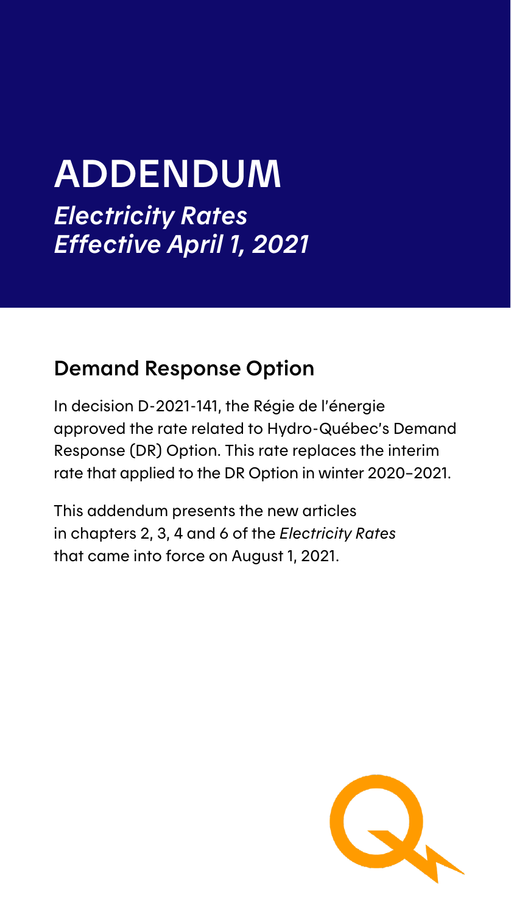# ADDENDUM

*Electricity Rates*
*Effective April 1, 2021*

## Demand Response Option

In decision D-2021-141, the Régie de l'énergie approved the rate related to Hydro-Québec's Demand Response (DR) Option. This rate replaces the interim rate that applied to the DR Option in winter 2020-2021.

This addendum presents the new articles in chapters 2, 3, 4 and 6 of the *Electricity Rates* that came into force on August 1, 2021.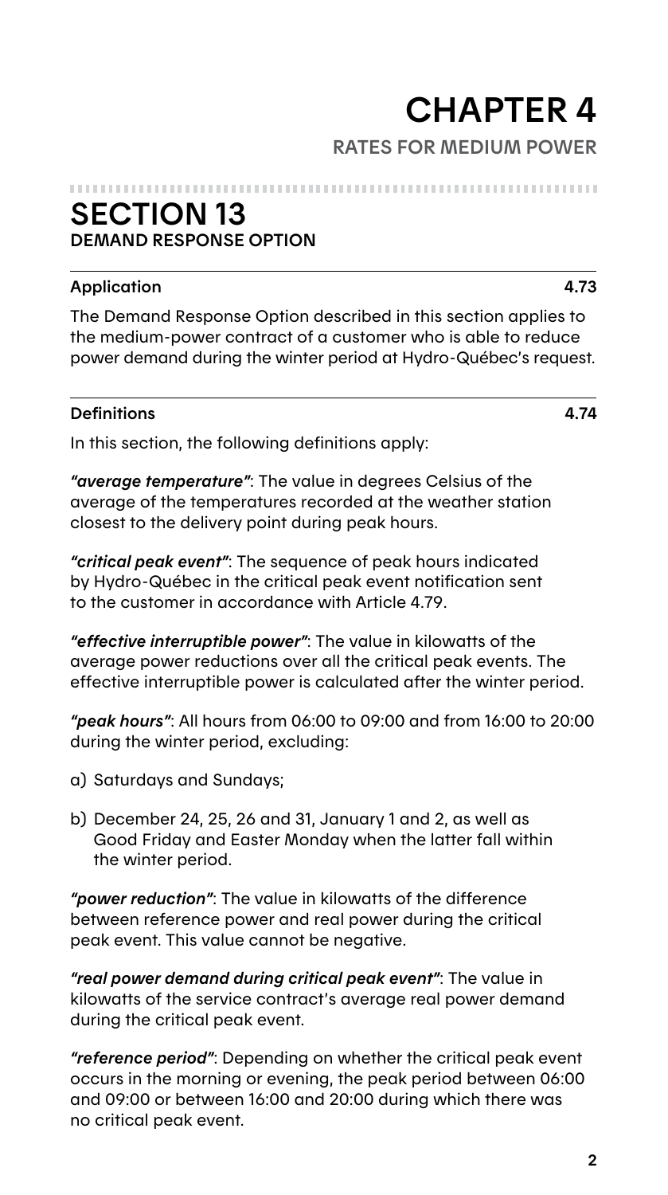# CHAPTER 4

**RATES FOR MEDIUM POWER**

## SECTION 13
**DEMAND RESPONSE OPTION**

### Application 4.73

The Demand Response Option described in this section applies to the medium-power contract of a customer who is able to reduce power demand during the winter period at Hydro-Québec's request.

### Definitions 4.74

In this section, the following definitions apply:

***"average temperature"***: The value in degrees Celsius of the average of the temperatures recorded at the weather station closest to the delivery point during peak hours.

***"critical peak event"***: The sequence of peak hours indicated by Hydro-Québec in the critical peak event notification sent to the customer in accordance with Article 4.79.

***"effective interruptible power"***: The value in kilowatts of the average power reductions over all the critical peak events. The effective interruptible power is calculated after the winter period.

***"peak hours"***: All hours from 06:00 to 09:00 and from 16:00 to 20:00 during the winter period, excluding:

a) Saturdays and Sundays;

b) December 24, 25, 26 and 31, January 1 and 2, as well as Good Friday and Easter Monday when the latter fall within the winter period.

***"power reduction"***: The value in kilowatts of the difference between reference power and real power during the critical peak event. This value cannot be negative.

***"real power demand during critical peak event"***: The value in kilowatts of the service contract's average real power demand during the critical peak event.

***"reference period"***: Depending on whether the critical peak event occurs in the morning or evening, the peak period between 06:00 and 09:00 or between 16:00 and 20:00 during which there was no critical peak event.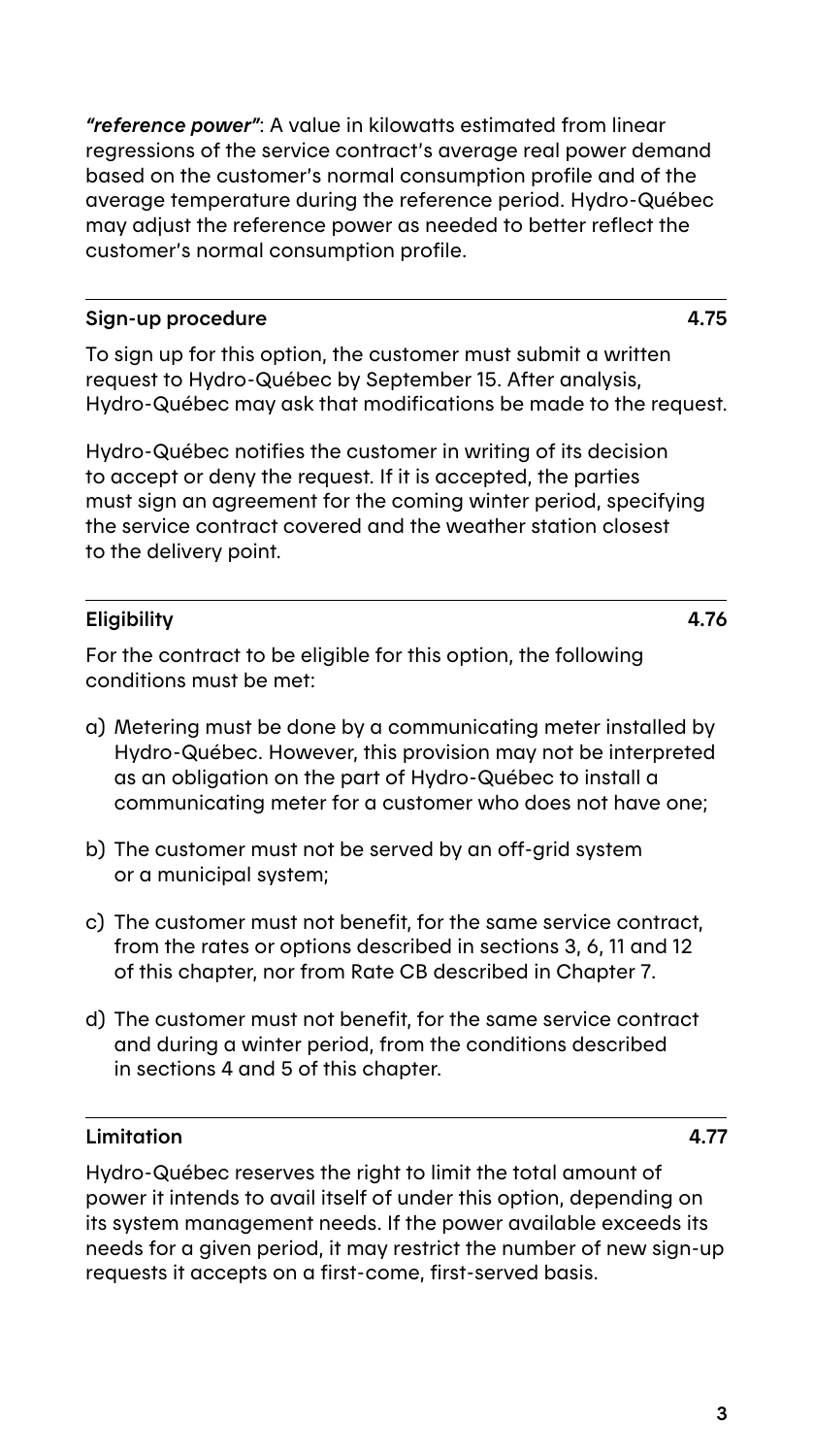***"reference power"***: A value in kilowatts estimated from linear regressions of the service contract's average real power demand based on the customer's normal consumption profile and of the average temperature during the reference period. Hydro-Québec may adjust the reference power as needed to better reflect the customer's normal consumption profile.

### Sign-up procedure 4.75

To sign up for this option, the customer must submit a written request to Hydro-Québec by September 15. After analysis, Hydro-Québec may ask that modifications be made to the request.

Hydro-Québec notifies the customer in writing of its decision to accept or deny the request. If it is accepted, the parties must sign an agreement for the coming winter period, specifying the service contract covered and the weather station closest to the delivery point.

### Eligibility 4.76

For the contract to be eligible for this option, the following conditions must be met:

a) Metering must be done by a communicating meter installed by Hydro-Québec. However, this provision may not be interpreted as an obligation on the part of Hydro-Québec to install a communicating meter for a customer who does not have one;

b) The customer must not be served by an off-grid system or a municipal system;

c) The customer must not benefit, for the same service contract, from the rates or options described in sections 3, 6, 11 and 12 of this chapter, nor from Rate CB described in Chapter 7.

d) The customer must not benefit, for the same service contract and during a winter period, from the conditions described in sections 4 and 5 of this chapter.

### Limitation 4.77

Hydro-Québec reserves the right to limit the total amount of power it intends to avail itself of under this option, depending on its system management needs. If the power available exceeds its needs for a given period, it may restrict the number of new sign-up requests it accepts on a first-come, first-served basis.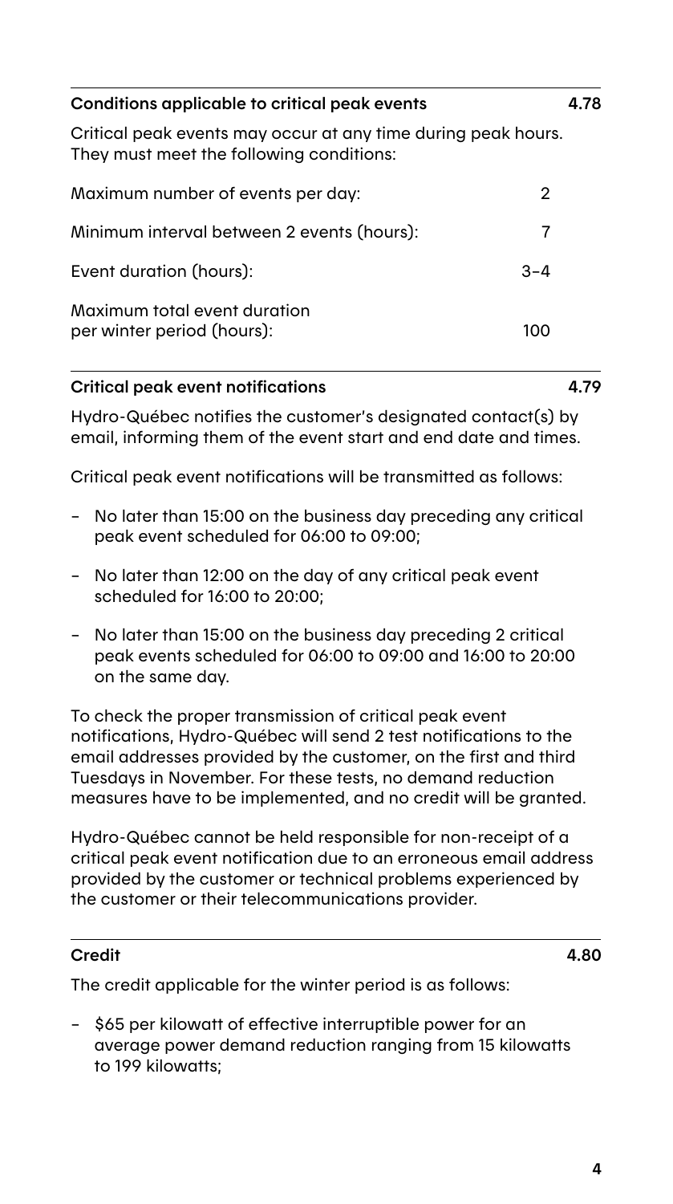## Conditions applicable to critical peak events 4.78

Critical peak events may occur at any time during peak hours. They must meet the following conditions:

| | |
|---|---|
| Maximum number of events per day: | 2 |
| Minimum interval between 2 events (hours): | 7 |
| Event duration (hours): | 3–4 |
| Maximum total event duration per winter period (hours): | 100 |

## Critical peak event notifications 4.79

Hydro-Québec notifies the customer's designated contact(s) by email, informing them of the event start and end date and times.

Critical peak event notifications will be transmitted as follows:

- No later than 15:00 on the business day preceding any critical peak event scheduled for 06:00 to 09:00;
- No later than 12:00 on the day of any critical peak event scheduled for 16:00 to 20:00;
- No later than 15:00 on the business day preceding 2 critical peak events scheduled for 06:00 to 09:00 and 16:00 to 20:00 on the same day.

To check the proper transmission of critical peak event notifications, Hydro-Québec will send 2 test notifications to the email addresses provided by the customer, on the first and third Tuesdays in November. For these tests, no demand reduction measures have to be implemented, and no credit will be granted.

Hydro-Québec cannot be held responsible for non-receipt of a critical peak event notification due to an erroneous email address provided by the customer or technical problems experienced by the customer or their telecommunications provider.

## Credit 4.80

The credit applicable for the winter period is as follows:

- $65 per kilowatt of effective interruptible power for an average power demand reduction ranging from 15 kilowatts to 199 kilowatts;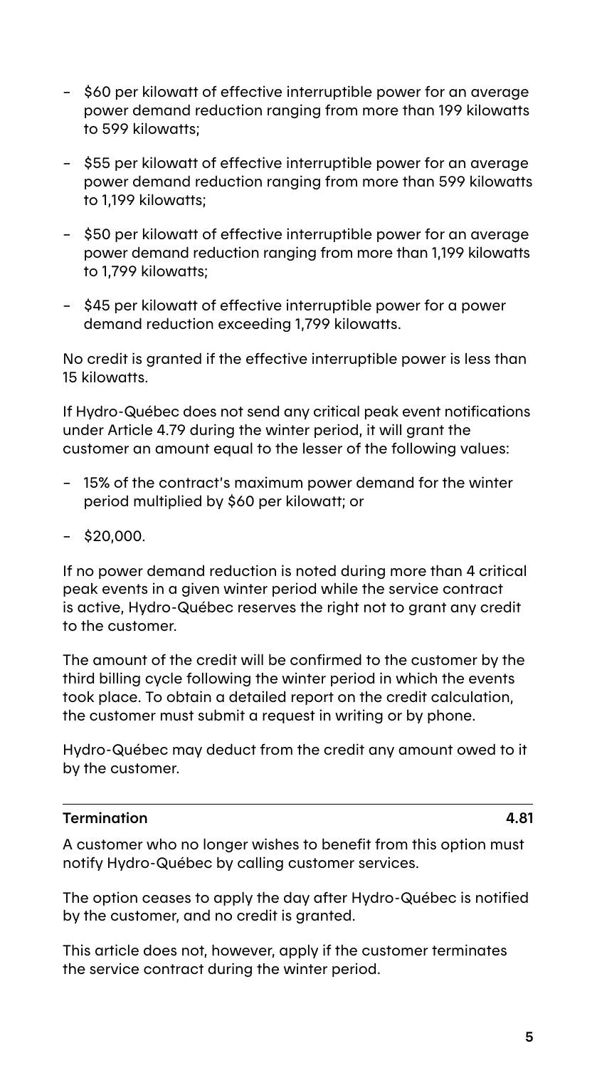- $60 per kilowatt of effective interruptible power for an average power demand reduction ranging from more than 199 kilowatts to 599 kilowatts;
- $55 per kilowatt of effective interruptible power for an average power demand reduction ranging from more than 599 kilowatts to 1,199 kilowatts;
- $50 per kilowatt of effective interruptible power for an average power demand reduction ranging from more than 1,199 kilowatts to 1,799 kilowatts;
- $45 per kilowatt of effective interruptible power for a power demand reduction exceeding 1,799 kilowatts.

No credit is granted if the effective interruptible power is less than 15 kilowatts.

If Hydro-Québec does not send any critical peak event notifications under Article 4.79 during the winter period, it will grant the customer an amount equal to the lesser of the following values:

- 15% of the contract's maximum power demand for the winter period multiplied by $60 per kilowatt; or
- $20,000.

If no power demand reduction is noted during more than 4 critical peak events in a given winter period while the service contract is active, Hydro-Québec reserves the right not to grant any credit to the customer.

The amount of the credit will be confirmed to the customer by the third billing cycle following the winter period in which the events took place. To obtain a detailed report on the credit calculation, the customer must submit a request in writing or by phone.

Hydro-Québec may deduct from the credit any amount owed to it by the customer.

### Termination 4.81

A customer who no longer wishes to benefit from this option must notify Hydro-Québec by calling customer services.

The option ceases to apply the day after Hydro-Québec is notified by the customer, and no credit is granted.

This article does not, however, apply if the customer terminates the service contract during the winter period.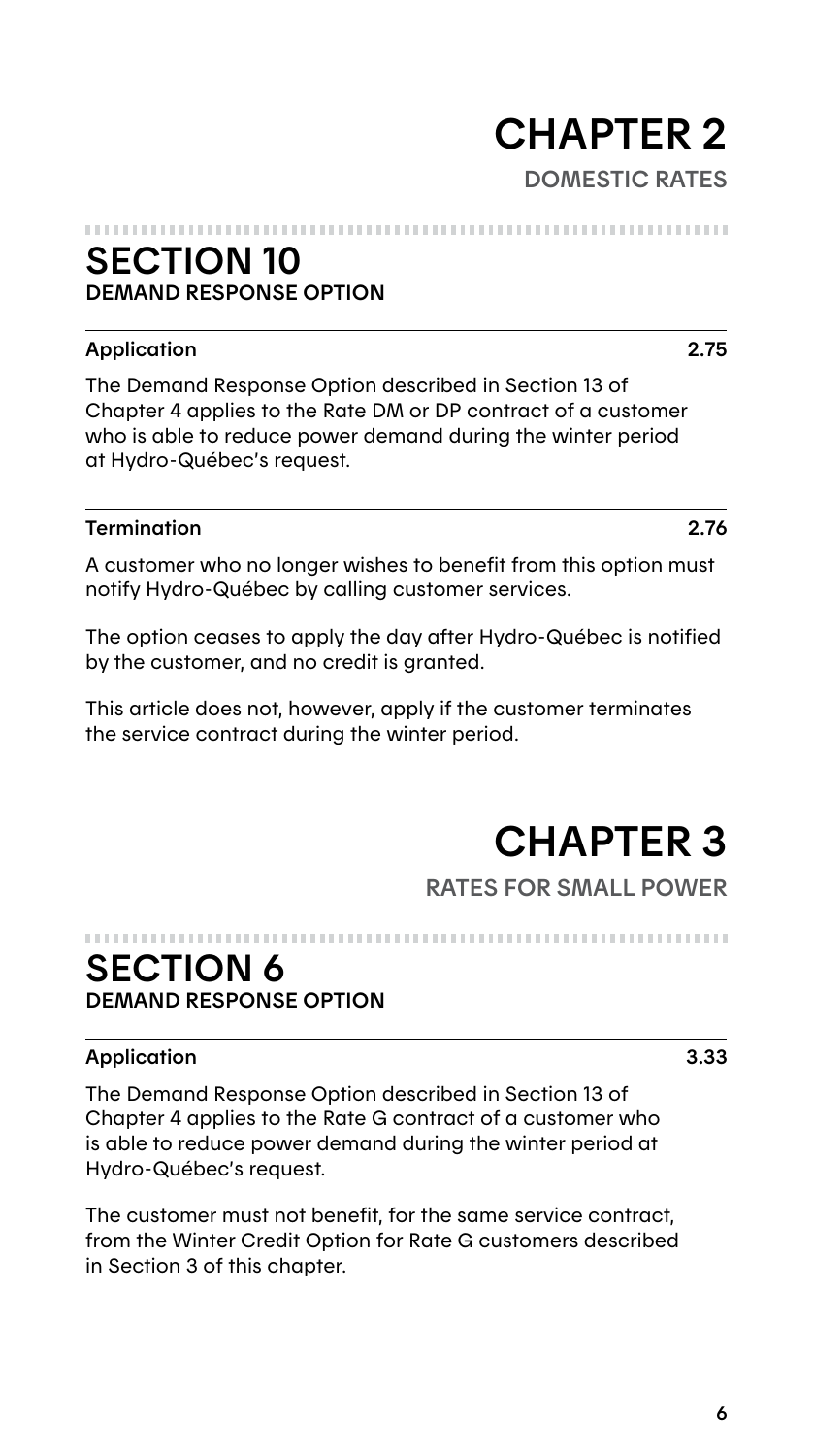# CHAPTER 2

DOMESTIC RATES

## SECTION 10

DEMAND RESPONSE OPTION

### Application 2.75

The Demand Response Option described in Section 13 of Chapter 4 applies to the Rate DM or DP contract of a customer who is able to reduce power demand during the winter period at Hydro-Québec's request.

### Termination 2.76

A customer who no longer wishes to benefit from this option must notify Hydro-Québec by calling customer services.

The option ceases to apply the day after Hydro-Québec is notified by the customer, and no credit is granted.

This article does not, however, apply if the customer terminates the service contract during the winter period.

# CHAPTER 3

RATES FOR SMALL POWER

## SECTION 6

DEMAND RESPONSE OPTION

### Application 3.33

The Demand Response Option described in Section 13 of Chapter 4 applies to the Rate G contract of a customer who is able to reduce power demand during the winter period at Hydro-Québec's request.

The customer must not benefit, for the same service contract, from the Winter Credit Option for Rate G customers described in Section 3 of this chapter.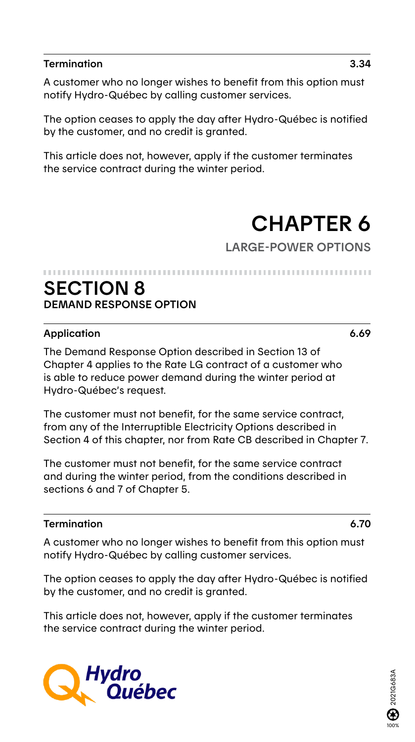### Termination 3.34

A customer who no longer wishes to benefit from this option must notify Hydro-Québec by calling customer services.

The option ceases to apply the day after Hydro-Québec is notified by the customer, and no credit is granted.

This article does not, however, apply if the customer terminates the service contract during the winter period.

# CHAPTER 6

LARGE-POWER OPTIONS

## SECTION 8
DEMAND RESPONSE OPTION

### Application 6.69

The Demand Response Option described in Section 13 of Chapter 4 applies to the Rate LG contract of a customer who is able to reduce power demand during the winter period at Hydro-Québec's request.

The customer must not benefit, for the same service contract, from any of the Interruptible Electricity Options described in Section 4 of this chapter, nor from Rate CB described in Chapter 7.

The customer must not benefit, for the same service contract and during the winter period, from the conditions described in sections 6 and 7 of Chapter 5.

### Termination 6.70

A customer who no longer wishes to benefit from this option must notify Hydro-Québec by calling customer services.

The option ceases to apply the day after Hydro-Québec is notified by the customer, and no credit is granted.

This article does not, however, apply if the customer terminates the service contract during the winter period.

Hydro Québec

2021G683A

100%